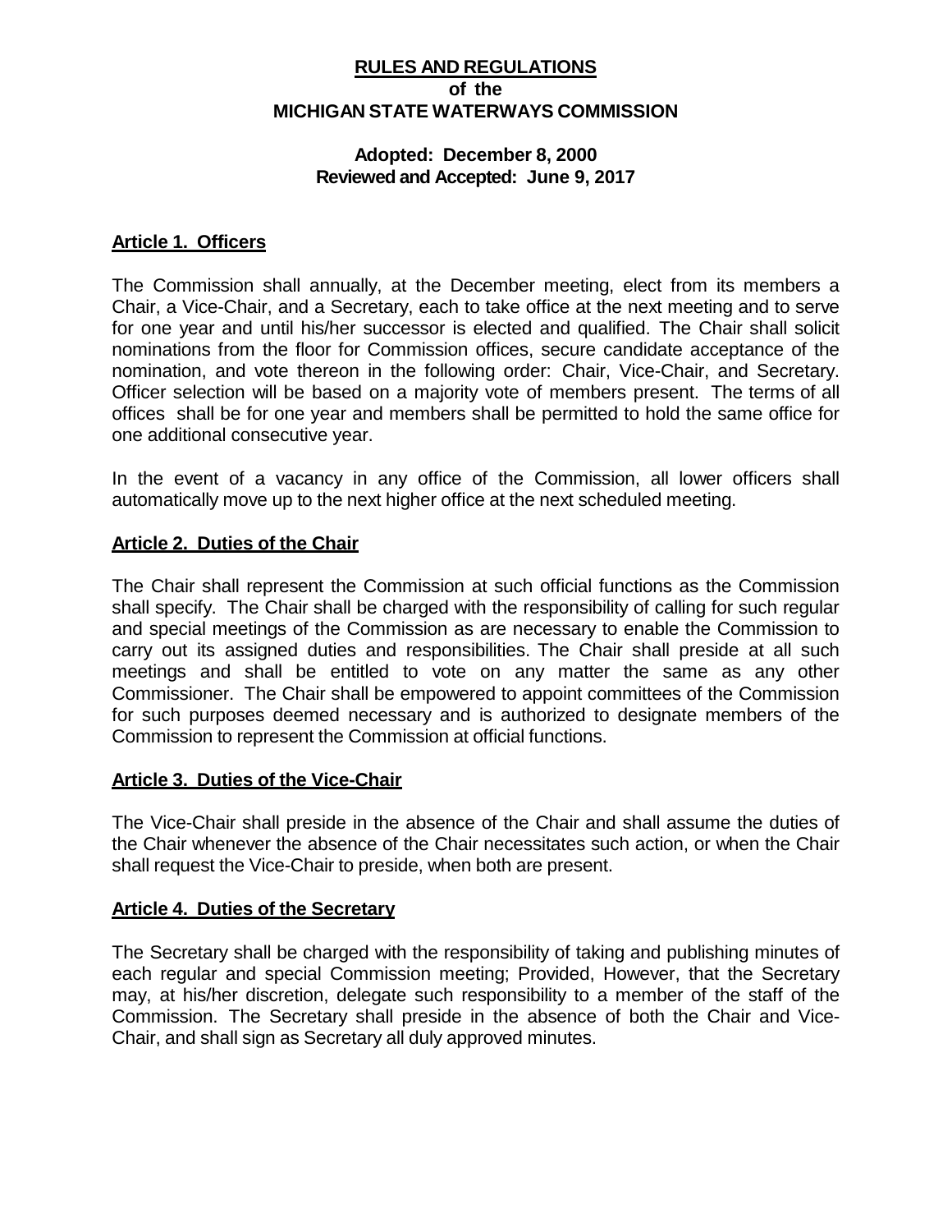# RULES AND REGULATIONS
## of the
## MICHIGAN STATE WATERWAYS COMMISSION

**Adopted: December 8, 2000**
**Reviewed and Accepted: June 9, 2017**

### Article 1. Officers

The Commission shall annually, at the December meeting, elect from its members a Chair, a Vice-Chair, and a Secretary, each to take office at the next meeting and to serve for one year and until his/her successor is elected and qualified. The Chair shall solicit nominations from the floor for Commission offices, secure candidate acceptance of the nomination, and vote thereon in the following order: Chair, Vice-Chair, and Secretary. Officer selection will be based on a majority vote of members present. The terms of all offices shall be for one year and members shall be permitted to hold the same office for one additional consecutive year.

In the event of a vacancy in any office of the Commission, all lower officers shall automatically move up to the next higher office at the next scheduled meeting.

### Article 2. Duties of the Chair

The Chair shall represent the Commission at such official functions as the Commission shall specify. The Chair shall be charged with the responsibility of calling for such regular and special meetings of the Commission as are necessary to enable the Commission to carry out its assigned duties and responsibilities. The Chair shall preside at all such meetings and shall be entitled to vote on any matter the same as any other Commissioner. The Chair shall be empowered to appoint committees of the Commission for such purposes deemed necessary and is authorized to designate members of the Commission to represent the Commission at official functions.

### Article 3. Duties of the Vice-Chair

The Vice-Chair shall preside in the absence of the Chair and shall assume the duties of the Chair whenever the absence of the Chair necessitates such action, or when the Chair shall request the Vice-Chair to preside, when both are present.

### Article 4. Duties of the Secretary

The Secretary shall be charged with the responsibility of taking and publishing minutes of each regular and special Commission meeting; Provided, However, that the Secretary may, at his/her discretion, delegate such responsibility to a member of the staff of the Commission. The Secretary shall preside in the absence of both the Chair and Vice-Chair, and shall sign as Secretary all duly approved minutes.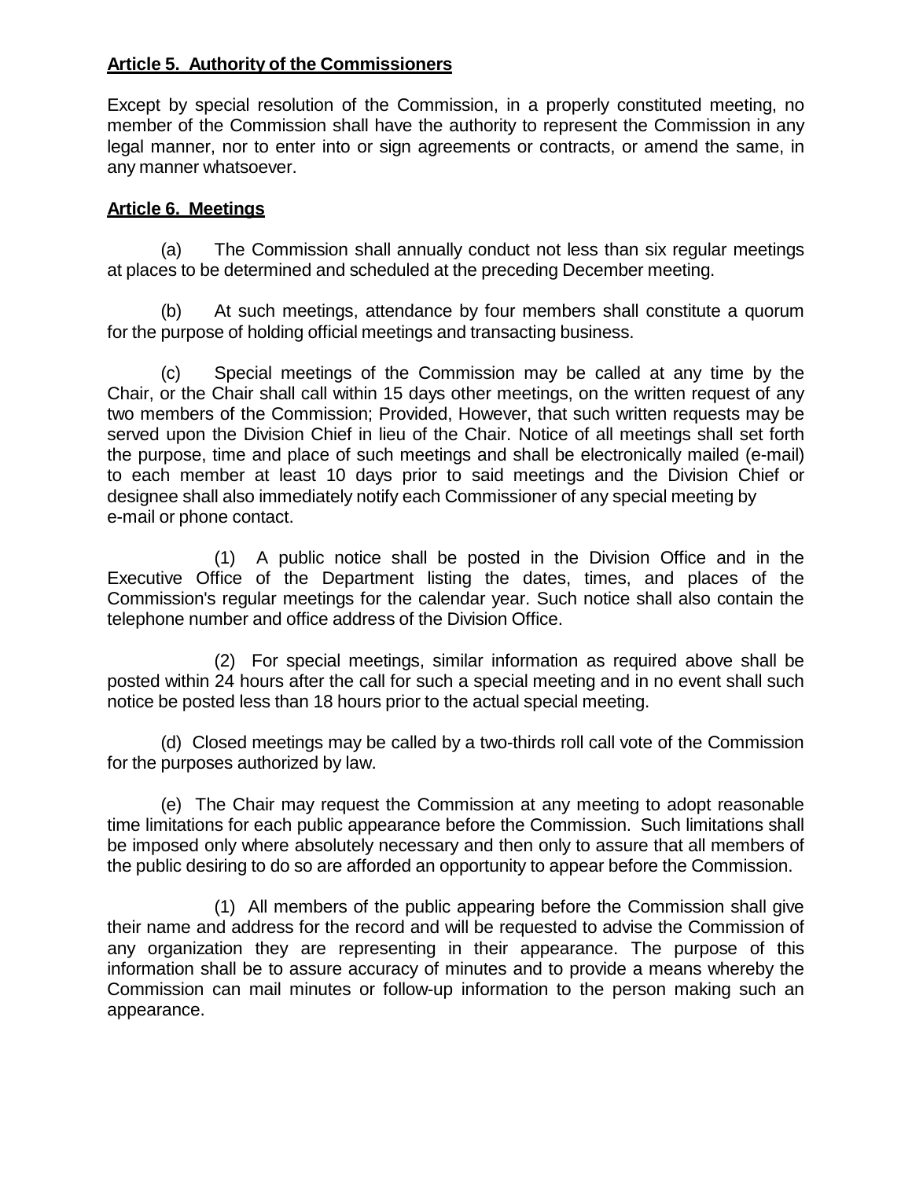**Article 5. Authority of the Commissioners**

Except by special resolution of the Commission, in a properly constituted meeting, no member of the Commission shall have the authority to represent the Commission in any legal manner, nor to enter into or sign agreements or contracts, or amend the same, in any manner whatsoever.

**Article 6. Meetings**

(a) The Commission shall annually conduct not less than six regular meetings at places to be determined and scheduled at the preceding December meeting.

(b) At such meetings, attendance by four members shall constitute a quorum for the purpose of holding official meetings and transacting business.

(c) Special meetings of the Commission may be called at any time by the Chair, or the Chair shall call within 15 days other meetings, on the written request of any two members of the Commission; Provided, However, that such written requests may be served upon the Division Chief in lieu of the Chair. Notice of all meetings shall set forth the purpose, time and place of such meetings and shall be electronically mailed (e-mail) to each member at least 10 days prior to said meetings and the Division Chief or designee shall also immediately notify each Commissioner of any special meeting by e-mail or phone contact.

(1) A public notice shall be posted in the Division Office and in the Executive Office of the Department listing the dates, times, and places of the Commission's regular meetings for the calendar year. Such notice shall also contain the telephone number and office address of the Division Office.

(2) For special meetings, similar information as required above shall be posted within 24 hours after the call for such a special meeting and in no event shall such notice be posted less than 18 hours prior to the actual special meeting.

(d) Closed meetings may be called by a two-thirds roll call vote of the Commission for the purposes authorized by law.

(e) The Chair may request the Commission at any meeting to adopt reasonable time limitations for each public appearance before the Commission. Such limitations shall be imposed only where absolutely necessary and then only to assure that all members of the public desiring to do so are afforded an opportunity to appear before the Commission.

(1) All members of the public appearing before the Commission shall give their name and address for the record and will be requested to advise the Commission of any organization they are representing in their appearance. The purpose of this information shall be to assure accuracy of minutes and to provide a means whereby the Commission can mail minutes or follow-up information to the person making such an appearance.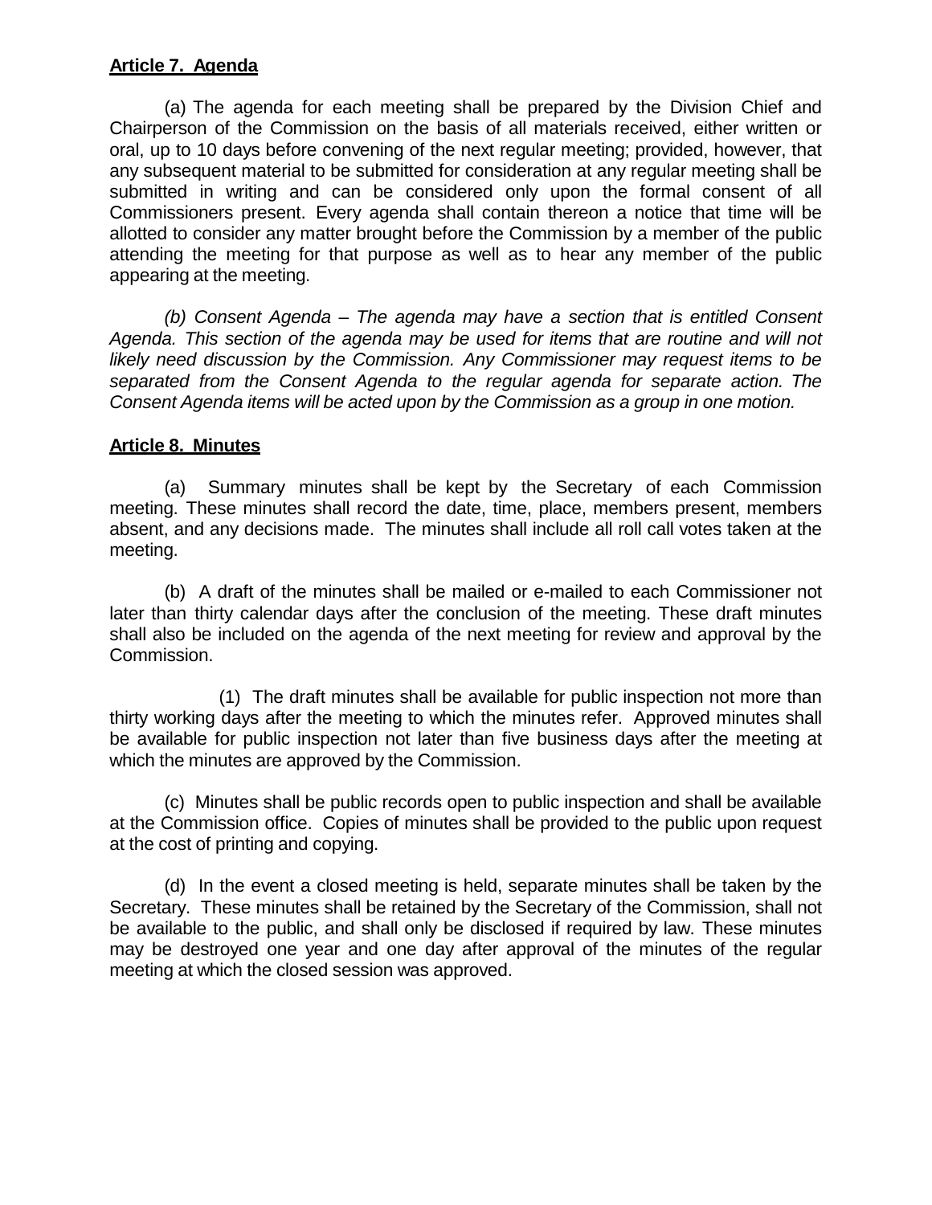**Article 7. Agenda**

(a) The agenda for each meeting shall be prepared by the Division Chief and Chairperson of the Commission on the basis of all materials received, either written or oral, up to 10 days before convening of the next regular meeting; provided, however, that any subsequent material to be submitted for consideration at any regular meeting shall be submitted in writing and can be considered only upon the formal consent of all Commissioners present. Every agenda shall contain thereon a notice that time will be allotted to consider any matter brought before the Commission by a member of the public attending the meeting for that purpose as well as to hear any member of the public appearing at the meeting.

*(b) Consent Agenda – The agenda may have a section that is entitled Consent Agenda. This section of the agenda may be used for items that are routine and will not likely need discussion by the Commission. Any Commissioner may request items to be separated from the Consent Agenda to the regular agenda for separate action. The Consent Agenda items will be acted upon by the Commission as a group in one motion.*

**Article 8. Minutes**

(a) Summary minutes shall be kept by the Secretary of each Commission meeting. These minutes shall record the date, time, place, members present, members absent, and any decisions made. The minutes shall include all roll call votes taken at the meeting.

(b) A draft of the minutes shall be mailed or e-mailed to each Commissioner not later than thirty calendar days after the conclusion of the meeting. These draft minutes shall also be included on the agenda of the next meeting for review and approval by the Commission.

(1) The draft minutes shall be available for public inspection not more than thirty working days after the meeting to which the minutes refer. Approved minutes shall be available for public inspection not later than five business days after the meeting at which the minutes are approved by the Commission.

(c) Minutes shall be public records open to public inspection and shall be available at the Commission office. Copies of minutes shall be provided to the public upon request at the cost of printing and copying.

(d) In the event a closed meeting is held, separate minutes shall be taken by the Secretary. These minutes shall be retained by the Secretary of the Commission, shall not be available to the public, and shall only be disclosed if required by law. These minutes may be destroyed one year and one day after approval of the minutes of the regular meeting at which the closed session was approved.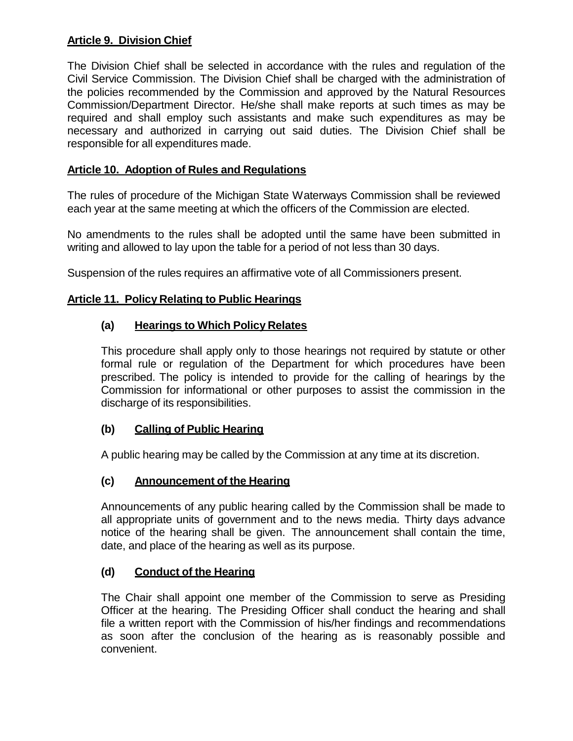## Article 9. Division Chief

The Division Chief shall be selected in accordance with the rules and regulation of the Civil Service Commission. The Division Chief shall be charged with the administration of the policies recommended by the Commission and approved by the Natural Resources Commission/Department Director. He/she shall make reports at such times as may be required and shall employ such assistants and make such expenditures as may be necessary and authorized in carrying out said duties. The Division Chief shall be responsible for all expenditures made.

## Article 10. Adoption of Rules and Regulations

The rules of procedure of the Michigan State Waterways Commission shall be reviewed each year at the same meeting at which the officers of the Commission are elected.

No amendments to the rules shall be adopted until the same have been submitted in writing and allowed to lay upon the table for a period of not less than 30 days.

Suspension of the rules requires an affirmative vote of all Commissioners present.

## Article 11. Policy Relating to Public Hearings

### (a) Hearings to Which Policy Relates

This procedure shall apply only to those hearings not required by statute or other formal rule or regulation of the Department for which procedures have been prescribed. The policy is intended to provide for the calling of hearings by the Commission for informational or other purposes to assist the commission in the discharge of its responsibilities.

### (b) Calling of Public Hearing

A public hearing may be called by the Commission at any time at its discretion.

### (c) Announcement of the Hearing

Announcements of any public hearing called by the Commission shall be made to all appropriate units of government and to the news media. Thirty days advance notice of the hearing shall be given. The announcement shall contain the time, date, and place of the hearing as well as its purpose.

### (d) Conduct of the Hearing

The Chair shall appoint one member of the Commission to serve as Presiding Officer at the hearing. The Presiding Officer shall conduct the hearing and shall file a written report with the Commission of his/her findings and recommendations as soon after the conclusion of the hearing as is reasonably possible and convenient.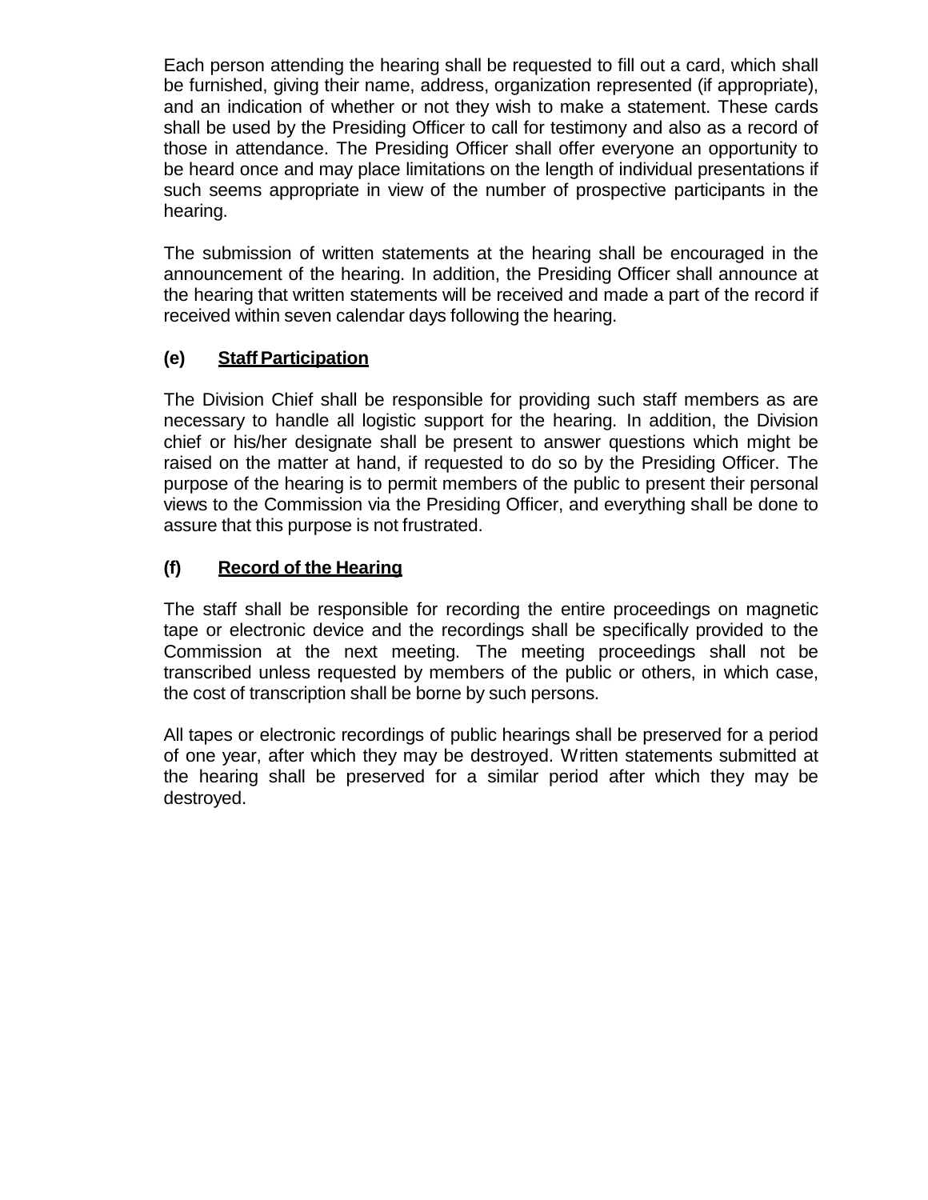Each person attending the hearing shall be requested to fill out a card, which shall be furnished, giving their name, address, organization represented (if appropriate), and an indication of whether or not they wish to make a statement. These cards shall be used by the Presiding Officer to call for testimony and also as a record of those in attendance. The Presiding Officer shall offer everyone an opportunity to be heard once and may place limitations on the length of individual presentations if such seems appropriate in view of the number of prospective participants in the hearing.

The submission of written statements at the hearing shall be encouraged in the announcement of the hearing. In addition, the Presiding Officer shall announce at the hearing that written statements will be received and made a part of the record if received within seven calendar days following the hearing.

### (e) Staff Participation

The Division Chief shall be responsible for providing such staff members as are necessary to handle all logistic support for the hearing. In addition, the Division chief or his/her designate shall be present to answer questions which might be raised on the matter at hand, if requested to do so by the Presiding Officer. The purpose of the hearing is to permit members of the public to present their personal views to the Commission via the Presiding Officer, and everything shall be done to assure that this purpose is not frustrated.

### (f) Record of the Hearing

The staff shall be responsible for recording the entire proceedings on magnetic tape or electronic device and the recordings shall be specifically provided to the Commission at the next meeting. The meeting proceedings shall not be transcribed unless requested by members of the public or others, in which case, the cost of transcription shall be borne by such persons.

All tapes or electronic recordings of public hearings shall be preserved for a period of one year, after which they may be destroyed. Written statements submitted at the hearing shall be preserved for a similar period after which they may be destroyed.